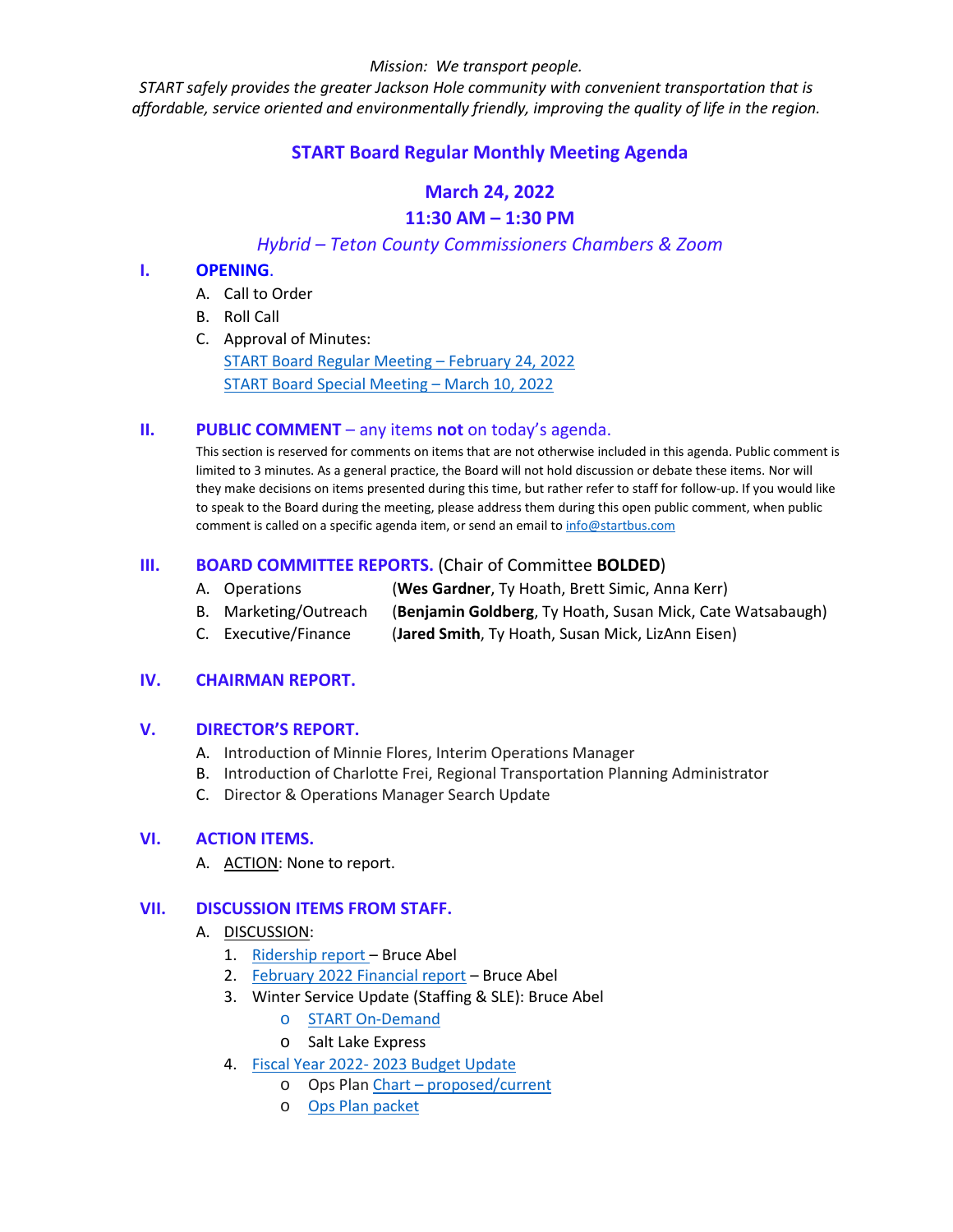*Mission: We transport people.*

*START safely provides the greater Jackson Hole community with convenient transportation that is affordable, service oriented and environmentally friendly, improving the quality of life in the region.*

# START Board Regular Monthly Meeting Agenda

## March 24, 2022

## 11:30 AM – 1:30 PM

### *Hybrid – Teton County Commissioners Chambers & Zoom*

## I. OPENING.

A. Call to Order

B. Roll Call

C. Approval of Minutes:

START Board Regular Meeting – February 24, 2022

START Board Special Meeting – March 10, 2022

## II. PUBLIC COMMENT – any items **not** on today's agenda.

This section is reserved for comments on items that are not otherwise included in this agenda. Public comment is limited to 3 minutes. As a general practice, the Board will not hold discussion or debate these items. Nor will they make decisions on items presented during this time, but rather refer to staff for follow-up. If you would like to speak to the Board during the meeting, please address them during this open public comment, when public comment is called on a specific agenda item, or send an email to info@startbus.com

## III. BOARD COMMITTEE REPORTS. (Chair of Committee **BOLDED**)

A. Operations (**Wes Gardner**, Ty Hoath, Brett Simic, Anna Kerr)

B. Marketing/Outreach (**Benjamin Goldberg**, Ty Hoath, Susan Mick, Cate Watsabaugh)

C. Executive/Finance (**Jared Smith**, Ty Hoath, Susan Mick, LizAnn Eisen)

## IV. CHAIRMAN REPORT.

## V. DIRECTOR'S REPORT.

A. Introduction of Minnie Flores, Interim Operations Manager

B. Introduction of Charlotte Frei, Regional Transportation Planning Administrator

C. Director & Operations Manager Search Update

## VI. ACTION ITEMS.

A. ACTION: None to report.

## VII. DISCUSSION ITEMS FROM STAFF.

A. DISCUSSION:

1. Ridership report – Bruce Abel
2. February 2022 Financial report – Bruce Abel
3. Winter Service Update (Staffing & SLE): Bruce Abel
   - START On-Demand
   - Salt Lake Express
4. Fiscal Year 2022- 2023 Budget Update
   - Ops Plan Chart – proposed/current
   - Ops Plan packet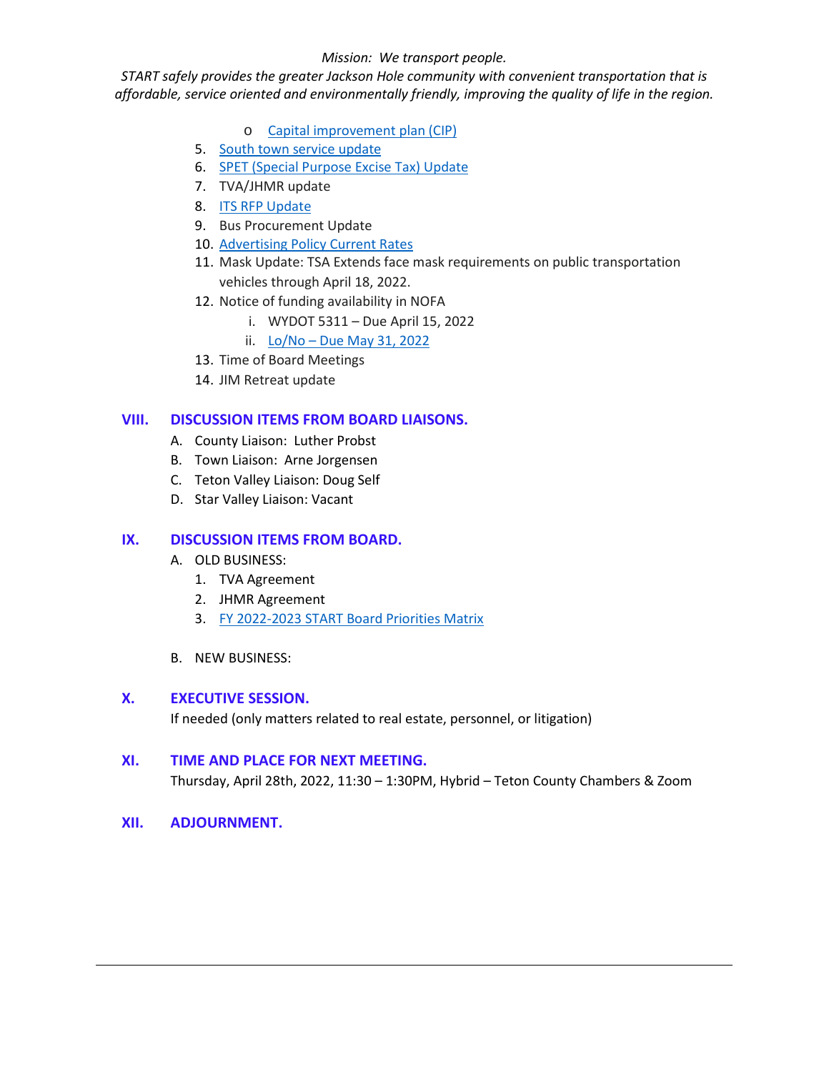*Mission: We transport people.*
*START safely provides the greater Jackson Hole community with convenient transportation that is affordable, service oriented and environmentally friendly, improving the quality of life in the region.*

   - Capital improvement plan (CIP)
5. South town service update
6. SPET (Special Purpose Excise Tax) Update
7. TVA/JHMR update
8. ITS RFP Update
9. Bus Procurement Update
10. Advertising Policy Current Rates
11. Mask Update: TSA Extends face mask requirements on public transportation vehicles through April 18, 2022.
12. Notice of funding availability in NOFA
    i. WYDOT 5311 – Due April 15, 2022
    ii. Lo/No – Due May 31, 2022
13. Time of Board Meetings
14. JIM Retreat update

## VIII. DISCUSSION ITEMS FROM BOARD LIAISONS.

A. County Liaison: Luther Probst
B. Town Liaison: Arne Jorgensen
C. Teton Valley Liaison: Doug Self
D. Star Valley Liaison: Vacant

## IX. DISCUSSION ITEMS FROM BOARD.

A. OLD BUSINESS:
   1. TVA Agreement
   2. JHMR Agreement
   3. FY 2022-2023 START Board Priorities Matrix

B. NEW BUSINESS:

## X. EXECUTIVE SESSION.

If needed (only matters related to real estate, personnel, or litigation)

## XI. TIME AND PLACE FOR NEXT MEETING.

Thursday, April 28th, 2022, 11:30 – 1:30PM, Hybrid – Teton County Chambers & Zoom

## XII. ADJOURNMENT.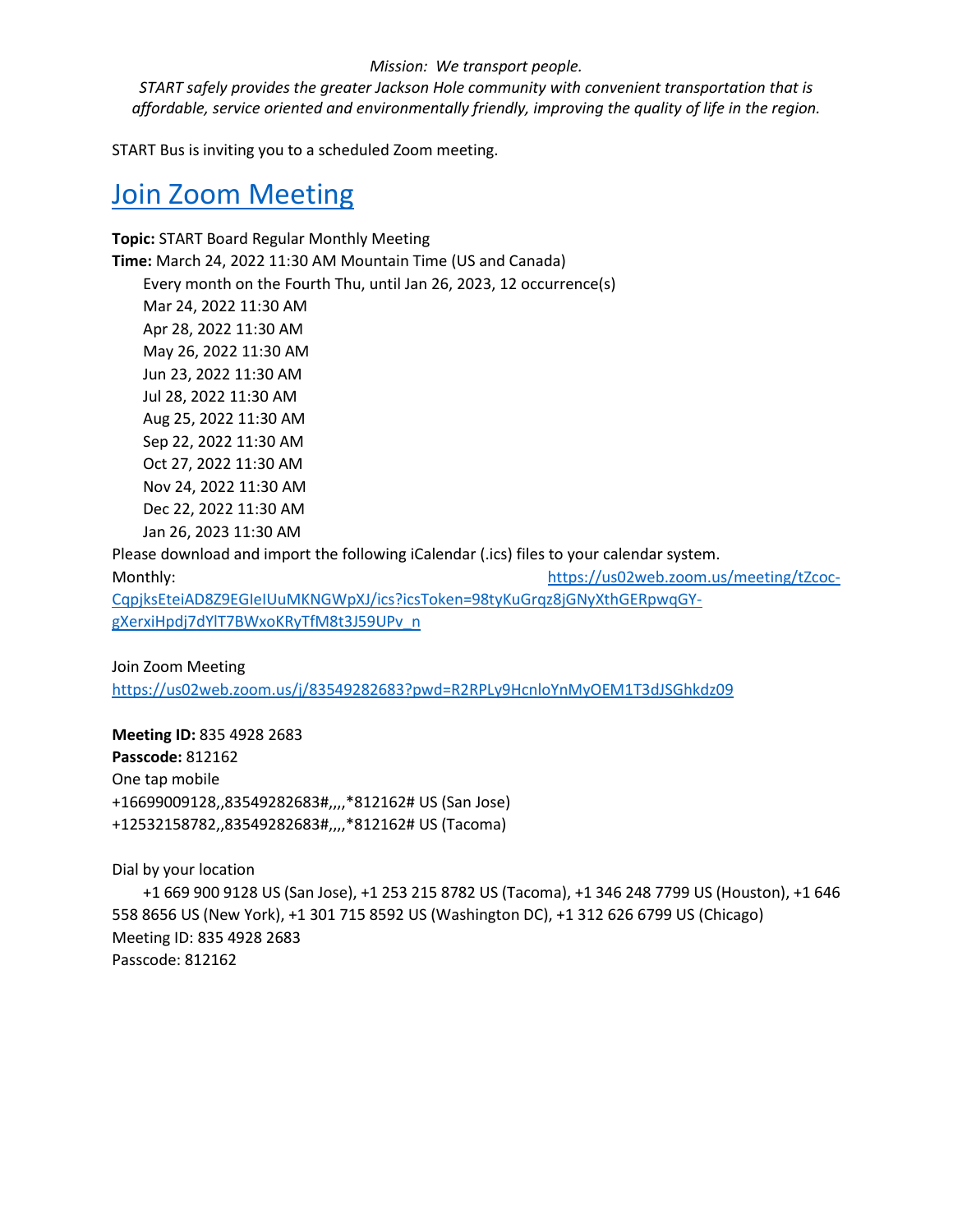*Mission: We transport people.*

*START safely provides the greater Jackson Hole community with convenient transportation that is affordable, service oriented and environmentally friendly, improving the quality of life in the region.*

START Bus is inviting you to a scheduled Zoom meeting.

# Join Zoom Meeting

**Topic:** START Board Regular Monthly Meeting

**Time:** March 24, 2022 11:30 AM Mountain Time (US and Canada)

Every month on the Fourth Thu, until Jan 26, 2023, 12 occurrence(s)

Mar 24, 2022 11:30 AM
Apr 28, 2022 11:30 AM
May 26, 2022 11:30 AM
Jun 23, 2022 11:30 AM
Jul 28, 2022 11:30 AM
Aug 25, 2022 11:30 AM
Sep 22, 2022 11:30 AM
Oct 27, 2022 11:30 AM
Nov 24, 2022 11:30 AM
Dec 22, 2022 11:30 AM
Jan 26, 2023 11:30 AM

Please download and import the following iCalendar (.ics) files to your calendar system.

Monthly: https://us02web.zoom.us/meeting/tZcoc-CqpjksEteiAD8Z9EGIeIUuMKNGWpXJ/ics?icsToken=98tyKuGrqz8jGNyXthGERpwqGY-gXerxiHpdj7dYlT7BWxoKRyTfM8t3J59UPv_n

Join Zoom Meeting
https://us02web.zoom.us/j/83549282683?pwd=R2RPLy9HcnloYnMyOEM1T3dJSGhkdz09

**Meeting ID:** 835 4928 2683
**Passcode:** 812162
One tap mobile
+16699009128,,83549282683#,,,,*812162# US (San Jose)
+12532158782,,83549282683#,,,,*812162# US (Tacoma)

Dial by your location

+1 669 900 9128 US (San Jose), +1 253 215 8782 US (Tacoma), +1 346 248 7799 US (Houston), +1 646 558 8656 US (New York), +1 301 715 8592 US (Washington DC), +1 312 626 6799 US (Chicago)

Meeting ID: 835 4928 2683
Passcode: 812162